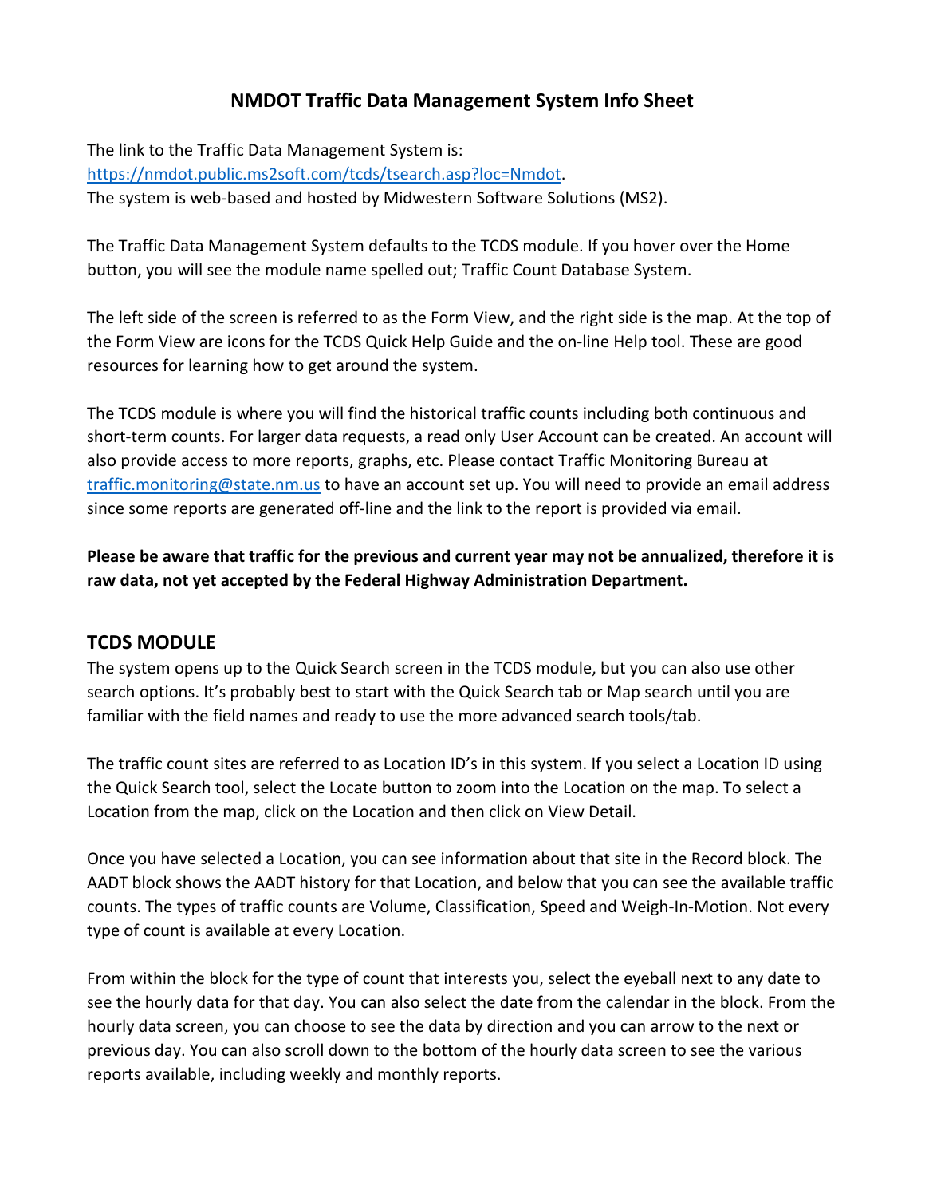# NMDOT Traffic Data Management System Info Sheet

The link to the Traffic Data Management System is: [https://nmdot.public.ms2soft.com/tcds/tsearch.asp?loc=Nmdot](https://nmdot.public.ms2soft.com/tcds/tsearch.asp?loc=Nmdot).
The system is web-based and hosted by Midwestern Software Solutions (MS2).

The Traffic Data Management System defaults to the TCDS module. If you hover over the Home button, you will see the module name spelled out; Traffic Count Database System.

The left side of the screen is referred to as the Form View, and the right side is the map. At the top of the Form View are icons for the TCDS Quick Help Guide and the on-line Help tool. These are good resources for learning how to get around the system.

The TCDS module is where you will find the historical traffic counts including both continuous and short-term counts. For larger data requests, a read only User Account can be created. An account will also provide access to more reports, graphs, etc. Please contact Traffic Monitoring Bureau at [traffic.monitoring@state.nm.us](mailto:traffic.monitoring@state.nm.us) to have an account set up. You will need to provide an email address since some reports are generated off-line and the link to the report is provided via email.

**Please be aware that traffic for the previous and current year may not be annualized, therefore it is raw data, not yet accepted by the Federal Highway Administration Department.**

## TCDS MODULE

The system opens up to the Quick Search screen in the TCDS module, but you can also use other search options. It's probably best to start with the Quick Search tab or Map search until you are familiar with the field names and ready to use the more advanced search tools/tab.

The traffic count sites are referred to as Location ID's in this system. If you select a Location ID using the Quick Search tool, select the Locate button to zoom into the Location on the map. To select a Location from the map, click on the Location and then click on View Detail.

Once you have selected a Location, you can see information about that site in the Record block. The AADT block shows the AADT history for that Location, and below that you can see the available traffic counts. The types of traffic counts are Volume, Classification, Speed and Weigh-In-Motion. Not every type of count is available at every Location.

From within the block for the type of count that interests you, select the eyeball next to any date to see the hourly data for that day. You can also select the date from the calendar in the block. From the hourly data screen, you can choose to see the data by direction and you can arrow to the next or previous day. You can also scroll down to the bottom of the hourly data screen to see the various reports available, including weekly and monthly reports.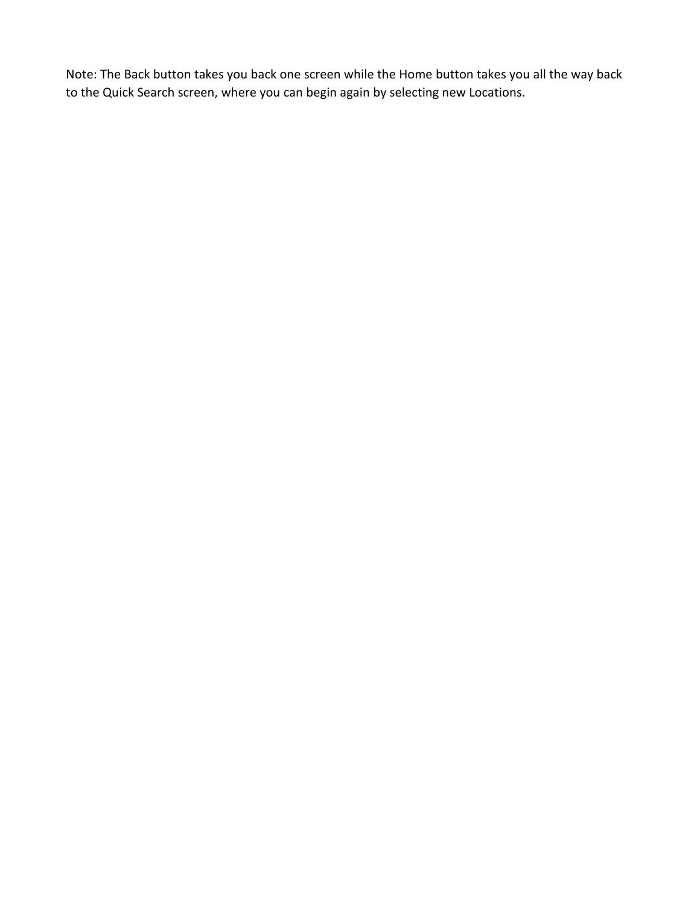Note: The Back button takes you back one screen while the Home button takes you all the way back to the Quick Search screen, where you can begin again by selecting new Locations.